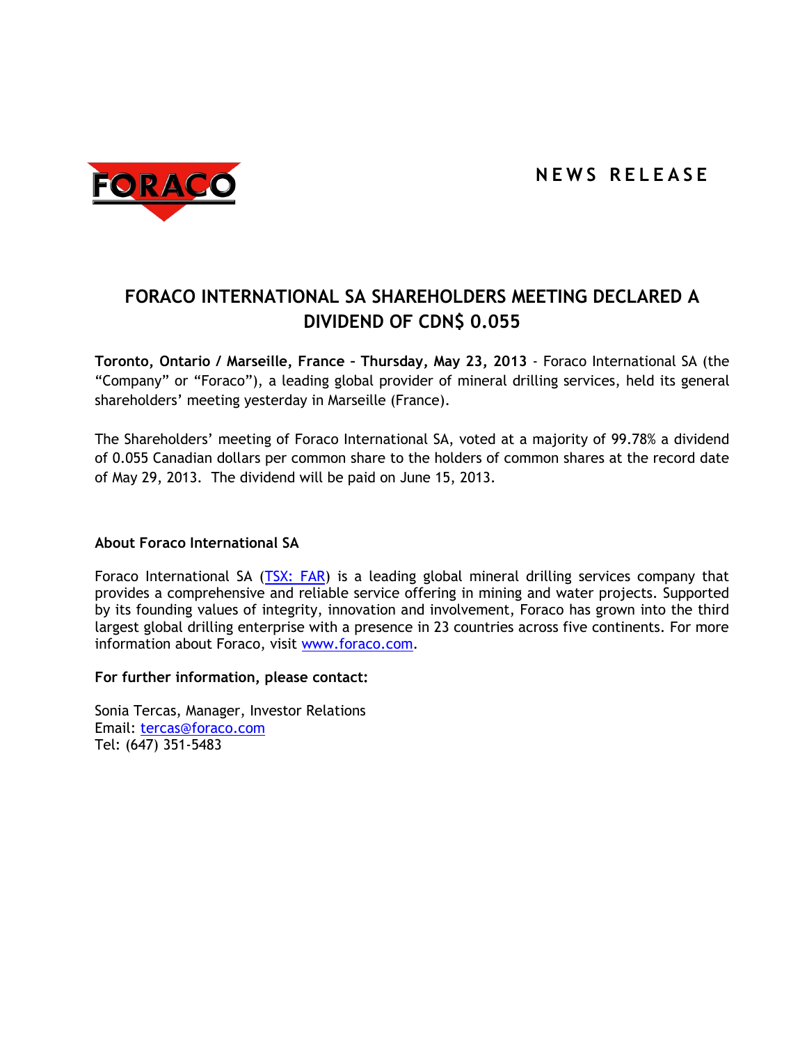FORACO

**NEWS RELEASE**

# FORACO INTERNATIONAL SA SHAREHOLDERS MEETING DECLARED A DIVIDEND OF CDN$ 0.055

**Toronto, Ontario / Marseille, France – Thursday, May 23, 2013** - Foraco International SA (the "Company" or "Foraco"), a leading global provider of mineral drilling services, held its general shareholders' meeting yesterday in Marseille (France).

The Shareholders' meeting of Foraco International SA, voted at a majority of 99.78% a dividend of 0.055 Canadian dollars per common share to the holders of common shares at the record date of May 29, 2013. The dividend will be paid on June 15, 2013.

**About Foraco International SA**

Foraco International SA (TSX: FAR) is a leading global mineral drilling services company that provides a comprehensive and reliable service offering in mining and water projects. Supported by its founding values of integrity, innovation and involvement, Foraco has grown into the third largest global drilling enterprise with a presence in 23 countries across five continents. For more information about Foraco, visit www.foraco.com.

**For further information, please contact:**

Sonia Tercas, Manager, Investor Relations
Email: tercas@foraco.com
Tel: (647) 351-5483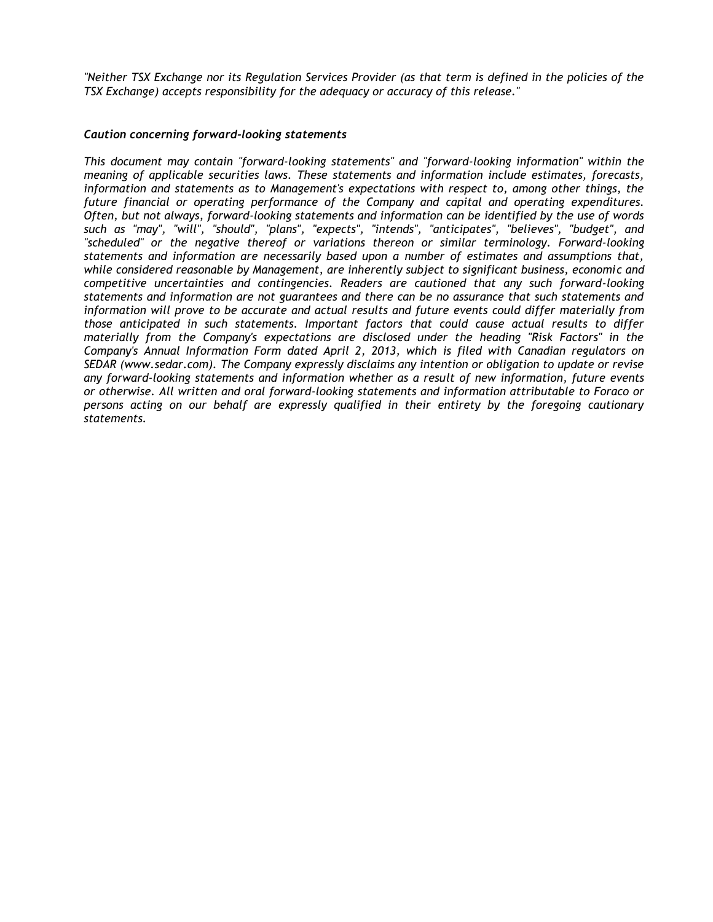*"Neither TSX Exchange nor its Regulation Services Provider (as that term is defined in the policies of the TSX Exchange) accepts responsibility for the adequacy or accuracy of this release."*

***Caution concerning forward-looking statements***

*This document may contain "forward-looking statements" and "forward-looking information" within the meaning of applicable securities laws. These statements and information include estimates, forecasts, information and statements as to Management's expectations with respect to, among other things, the future financial or operating performance of the Company and capital and operating expenditures. Often, but not always, forward-looking statements and information can be identified by the use of words such as "may", "will", "should", "plans", "expects", "intends", "anticipates", "believes", "budget", and "scheduled" or the negative thereof or variations thereon or similar terminology. Forward-looking statements and information are necessarily based upon a number of estimates and assumptions that, while considered reasonable by Management, are inherently subject to significant business, economic and competitive uncertainties and contingencies. Readers are cautioned that any such forward-looking statements and information are not guarantees and there can be no assurance that such statements and information will prove to be accurate and actual results and future events could differ materially from those anticipated in such statements. Important factors that could cause actual results to differ materially from the Company's expectations are disclosed under the heading "Risk Factors" in the Company's Annual Information Form dated April 2, 2013, which is filed with Canadian regulators on SEDAR (www.sedar.com). The Company expressly disclaims any intention or obligation to update or revise any forward-looking statements and information whether as a result of new information, future events or otherwise. All written and oral forward-looking statements and information attributable to Foraco or persons acting on our behalf are expressly qualified in their entirety by the foregoing cautionary statements.*